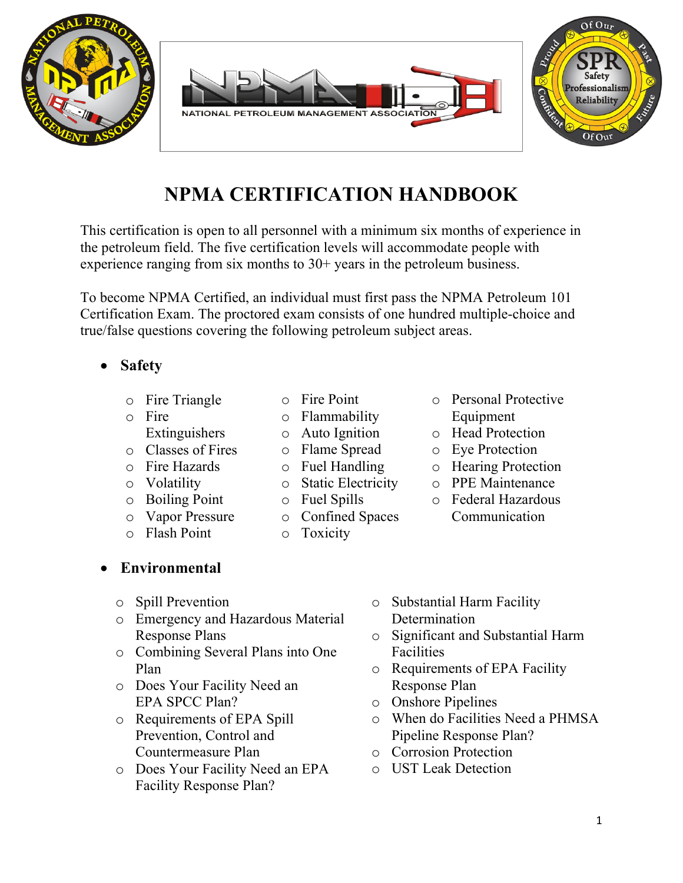# NPMA CERTIFICATION HANDBOOK

This certification is open to all personnel with a minimum six months of experience in the petroleum field. The five certification levels will accommodate people with experience ranging from six months to 30+ years in the petroleum business.

To become NPMA Certified, an individual must first pass the NPMA Petroleum 101 Certification Exam. The proctored exam consists of one hundred multiple-choice and true/false questions covering the following petroleum subject areas.

- **Safety**
  - Fire Triangle
  - Fire Extinguishers
  - Classes of Fires
  - Fire Hazards
  - Volatility
  - Boiling Point
  - Vapor Pressure
  - Flash Point
  - Fire Point
  - Flammability
  - Auto Ignition
  - Flame Spread
  - Fuel Handling
  - Static Electricity
  - Fuel Spills
  - Confined Spaces
  - Toxicity
  - Personal Protective Equipment
  - Head Protection
  - Eye Protection
  - Hearing Protection
  - PPE Maintenance
  - Federal Hazardous Communication

- **Environmental**
  - Spill Prevention
  - Emergency and Hazardous Material Response Plans
  - Combining Several Plans into One Plan
  - Does Your Facility Need an EPA SPCC Plan?
  - Requirements of EPA Spill Prevention, Control and Countermeasure Plan
  - Does Your Facility Need an EPA Facility Response Plan?
  - Substantial Harm Facility Determination
  - Significant and Substantial Harm Facilities
  - Requirements of EPA Facility Response Plan
  - Onshore Pipelines
  - When do Facilities Need a PHMSA Pipeline Response Plan?
  - Corrosion Protection
  - UST Leak Detection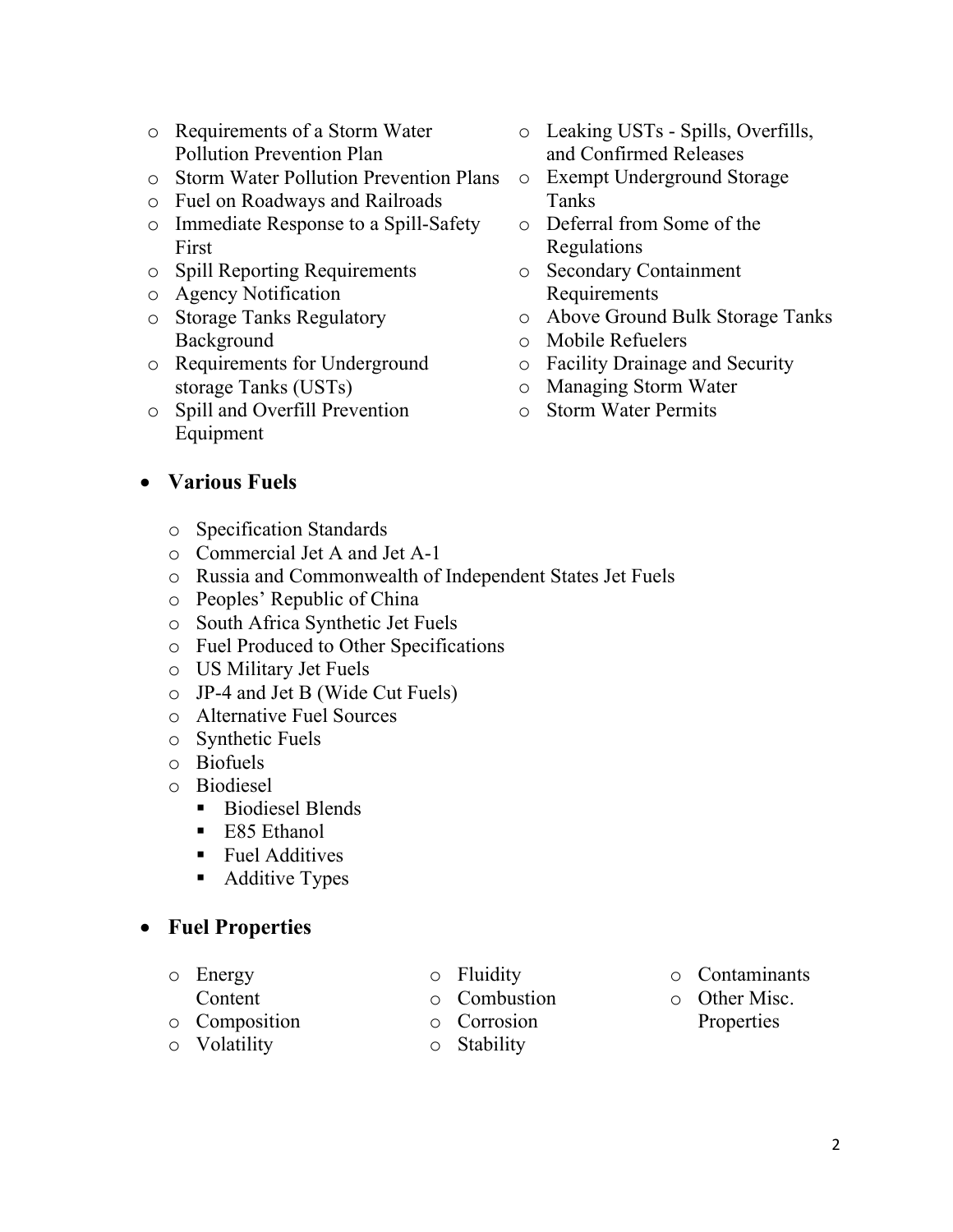- Requirements of a Storm Water Pollution Prevention Plan
  - Storm Water Pollution Prevention Plans
  - Fuel on Roadways and Railroads
  - Immediate Response to a Spill-Safety First
  - Spill Reporting Requirements
  - Agency Notification
  - Storage Tanks Regulatory Background
  - Requirements for Underground storage Tanks (USTs)
  - Spill and Overfill Prevention Equipment
  - Leaking USTs - Spills, Overfills, and Confirmed Releases
  - Exempt Underground Storage Tanks
  - Deferral from Some of the Regulations
  - Secondary Containment Requirements
  - Above Ground Bulk Storage Tanks
  - Mobile Refuelers
  - Facility Drainage and Security
  - Managing Storm Water
  - Storm Water Permits

- **Various Fuels**
  - Specification Standards
  - Commercial Jet A and Jet A-1
  - Russia and Commonwealth of Independent States Jet Fuels
  - Peoples' Republic of China
  - South Africa Synthetic Jet Fuels
  - Fuel Produced to Other Specifications
  - US Military Jet Fuels
  - JP-4 and Jet B (Wide Cut Fuels)
  - Alternative Fuel Sources
  - Synthetic Fuels
  - Biofuels
  - Biodiesel
    - Biodiesel Blends
    - E85 Ethanol
    - Fuel Additives
    - Additive Types

- **Fuel Properties**
  - Energy Content
  - Composition
  - Volatility
  - Fluidity
  - Combustion
  - Corrosion
  - Stability
  - Contaminants
  - Other Misc. Properties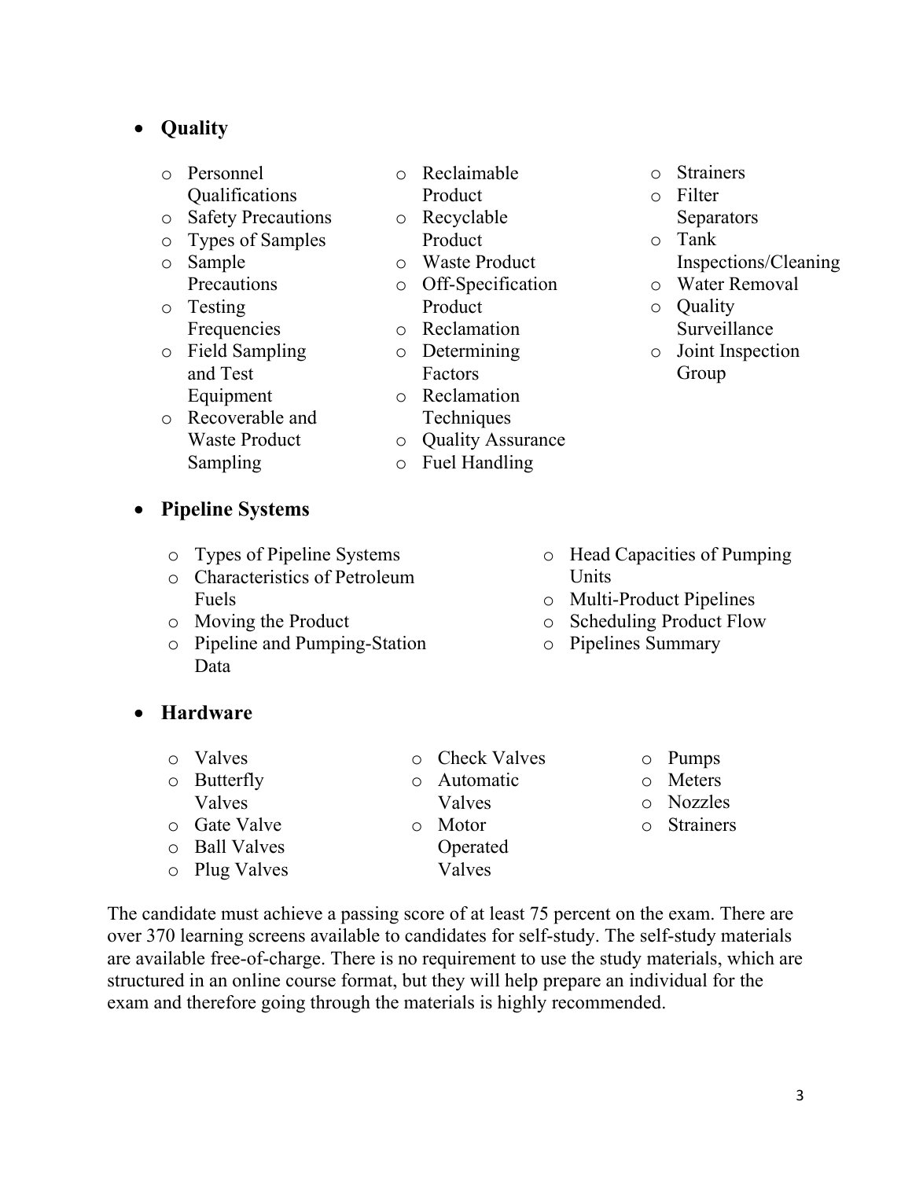- **Quality**
  - Personnel Qualifications
  - Safety Precautions
  - Types of Samples
  - Sample Precautions
  - Testing Frequencies
  - Field Sampling and Test Equipment
  - Recoverable and Waste Product Sampling
  - Reclaimable Product
  - Recyclable Product
  - Waste Product
  - Off-Specification Product
  - Reclamation
  - Determining Factors
  - Reclamation Techniques
  - Quality Assurance
  - Fuel Handling
  - Strainers
  - Filter Separators
  - Tank Inspections/Cleaning
  - Water Removal
  - Quality Surveillance
  - Joint Inspection Group

- **Pipeline Systems**
  - Types of Pipeline Systems
  - Characteristics of Petroleum Fuels
  - Moving the Product
  - Pipeline and Pumping-Station Data
  - Head Capacities of Pumping Units
  - Multi-Product Pipelines
  - Scheduling Product Flow
  - Pipelines Summary

- **Hardware**
  - Valves
  - Butterfly Valves
  - Gate Valve
  - Ball Valves
  - Plug Valves
  - Check Valves
  - Automatic Valves
  - Motor Operated Valves
  - Pumps
  - Meters
  - Nozzles
  - Strainers

The candidate must achieve a passing score of at least 75 percent on the exam. There are over 370 learning screens available to candidates for self-study. The self-study materials are available free-of-charge. There is no requirement to use the study materials, which are structured in an online course format, but they will help prepare an individual for the exam and therefore going through the materials is highly recommended.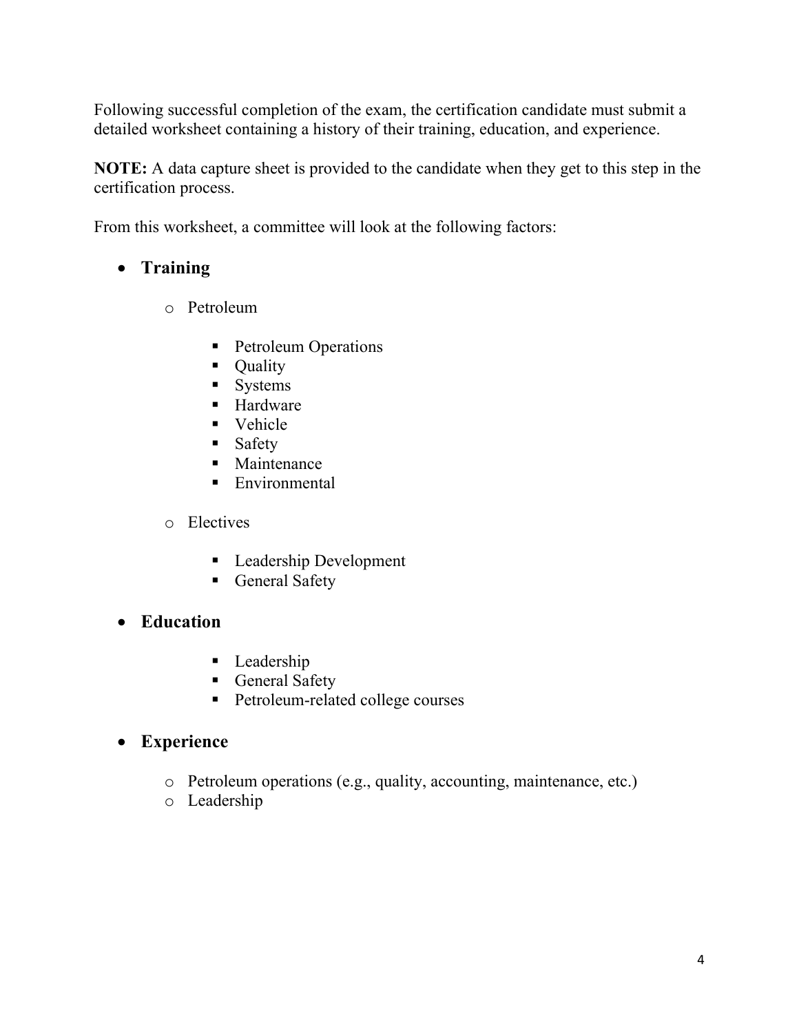Following successful completion of the exam, the certification candidate must submit a detailed worksheet containing a history of their training, education, and experience.

**NOTE:** A data capture sheet is provided to the candidate when they get to this step in the certification process.

From this worksheet, a committee will look at the following factors:

- **Training**
  - Petroleum
    - Petroleum Operations
    - Quality
    - Systems
    - Hardware
    - Vehicle
    - Safety
    - Maintenance
    - Environmental
  - Electives
    - Leadership Development
    - General Safety
- **Education**
    - Leadership
    - General Safety
    - Petroleum-related college courses
- **Experience**
  - Petroleum operations (e.g., quality, accounting, maintenance, etc.)
  - Leadership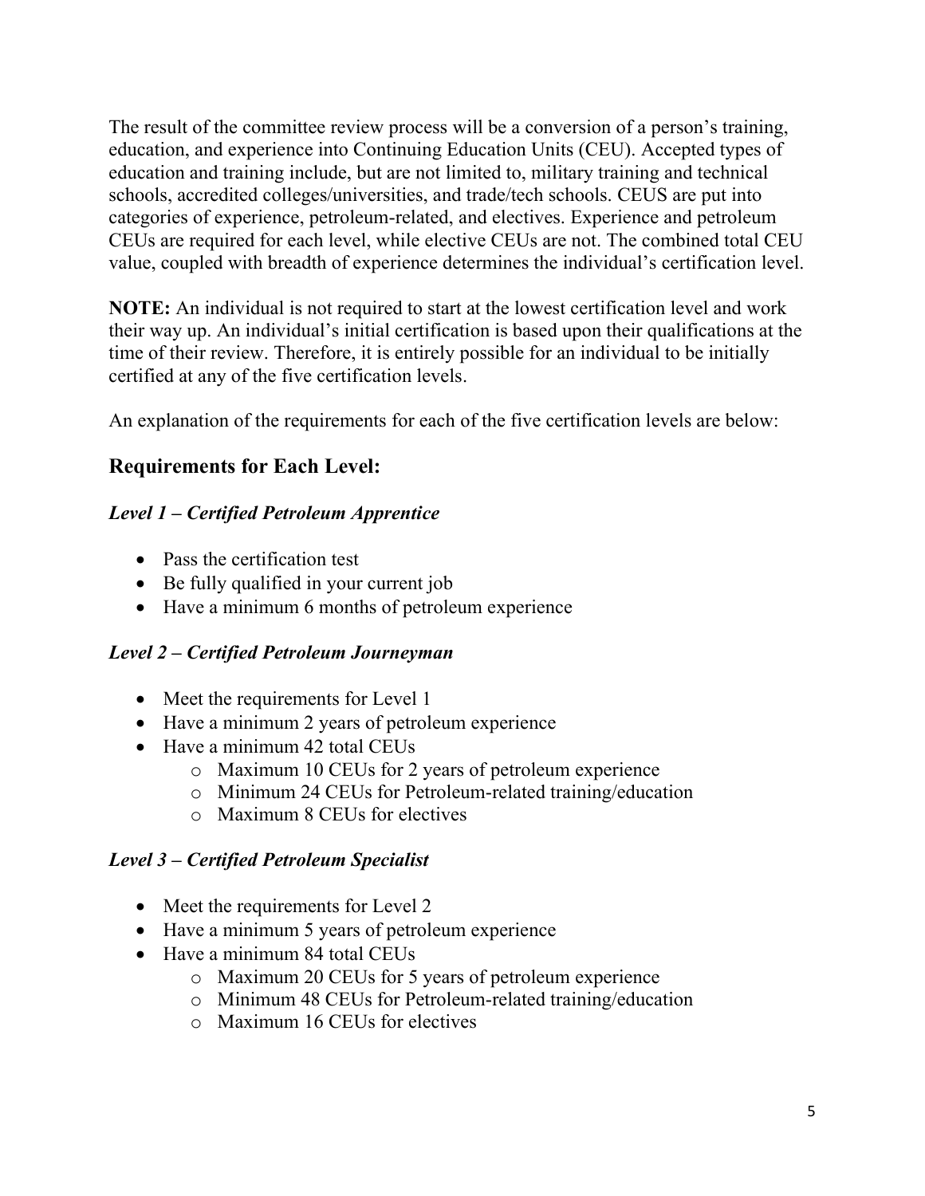The result of the committee review process will be a conversion of a person's training, education, and experience into Continuing Education Units (CEU). Accepted types of education and training include, but are not limited to, military training and technical schools, accredited colleges/universities, and trade/tech schools. CEUS are put into categories of experience, petroleum-related, and electives. Experience and petroleum CEUs are required for each level, while elective CEUs are not. The combined total CEU value, coupled with breadth of experience determines the individual's certification level.

**NOTE:** An individual is not required to start at the lowest certification level and work their way up. An individual's initial certification is based upon their qualifications at the time of their review. Therefore, it is entirely possible for an individual to be initially certified at any of the five certification levels.

An explanation of the requirements for each of the five certification levels are below:

## Requirements for Each Level:

### *Level 1 – Certified Petroleum Apprentice*

- Pass the certification test
- Be fully qualified in your current job
- Have a minimum 6 months of petroleum experience

### *Level 2 – Certified Petroleum Journeyman*

- Meet the requirements for Level 1
- Have a minimum 2 years of petroleum experience
- Have a minimum 42 total CEUs
  - Maximum 10 CEUs for 2 years of petroleum experience
  - Minimum 24 CEUs for Petroleum-related training/education
  - Maximum 8 CEUs for electives

### *Level 3 – Certified Petroleum Specialist*

- Meet the requirements for Level 2
- Have a minimum 5 years of petroleum experience
- Have a minimum 84 total CEUs
  - Maximum 20 CEUs for 5 years of petroleum experience
  - Minimum 48 CEUs for Petroleum-related training/education
  - Maximum 16 CEUs for electives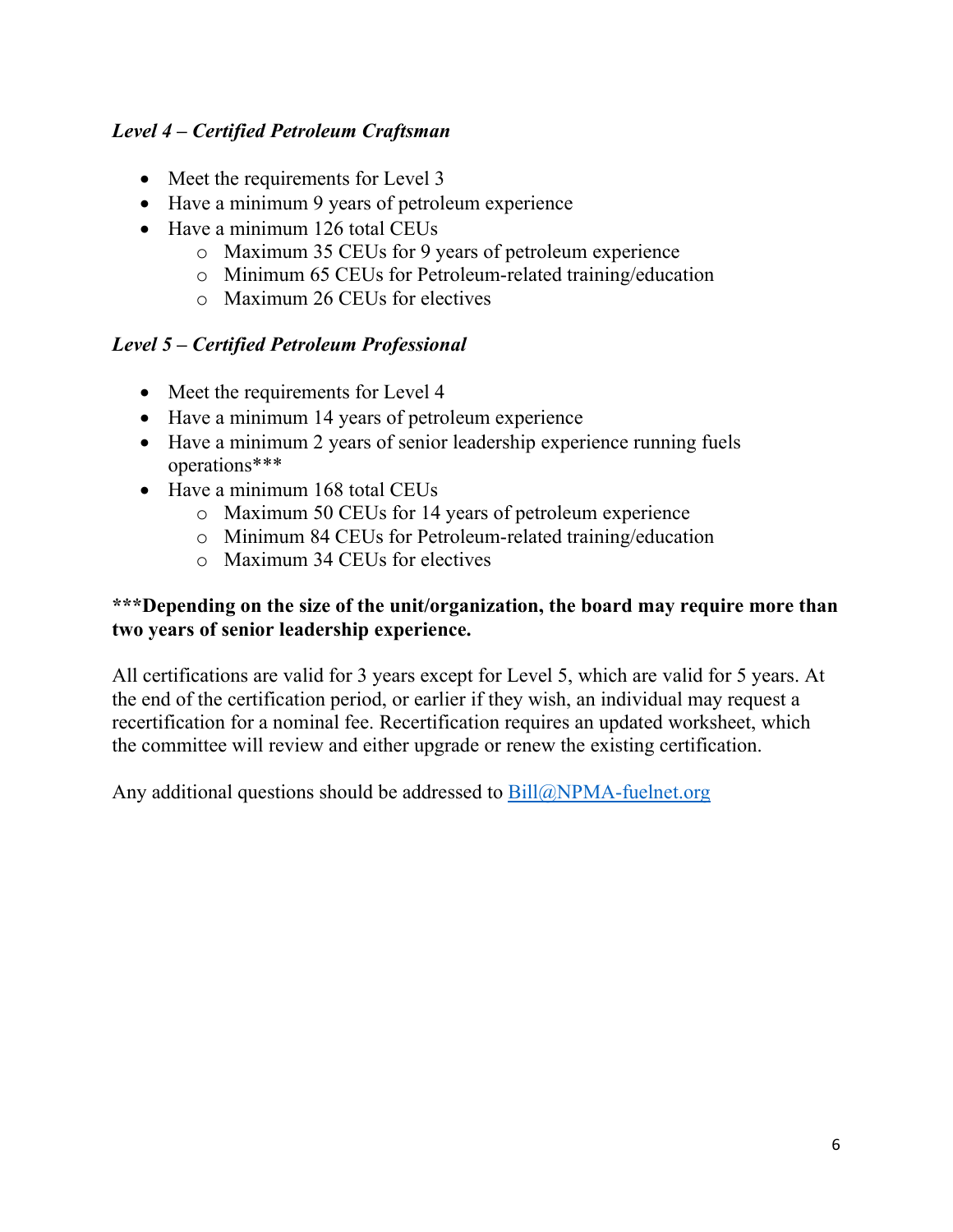### *Level 4 – Certified Petroleum Craftsman*

- Meet the requirements for Level 3
- Have a minimum 9 years of petroleum experience
- Have a minimum 126 total CEUs
    - Maximum 35 CEUs for 9 years of petroleum experience
    - Minimum 65 CEUs for Petroleum-related training/education
    - Maximum 26 CEUs for electives

### *Level 5 – Certified Petroleum Professional*

- Meet the requirements for Level 4
- Have a minimum 14 years of petroleum experience
- Have a minimum 2 years of senior leadership experience running fuels operations***
- Have a minimum 168 total CEUs
    - Maximum 50 CEUs for 14 years of petroleum experience
    - Minimum 84 CEUs for Petroleum-related training/education
    - Maximum 34 CEUs for electives

**\*\*\*Depending on the size of the unit/organization, the board may require more than two years of senior leadership experience.**

All certifications are valid for 3 years except for Level 5, which are valid for 5 years. At the end of the certification period, or earlier if they wish, an individual may request a recertification for a nominal fee. Recertification requires an updated worksheet, which the committee will review and either upgrade or renew the existing certification.

Any additional questions should be addressed to [Bill@NPMA-fuelnet.org](mailto:Bill@NPMA-fuelnet.org)